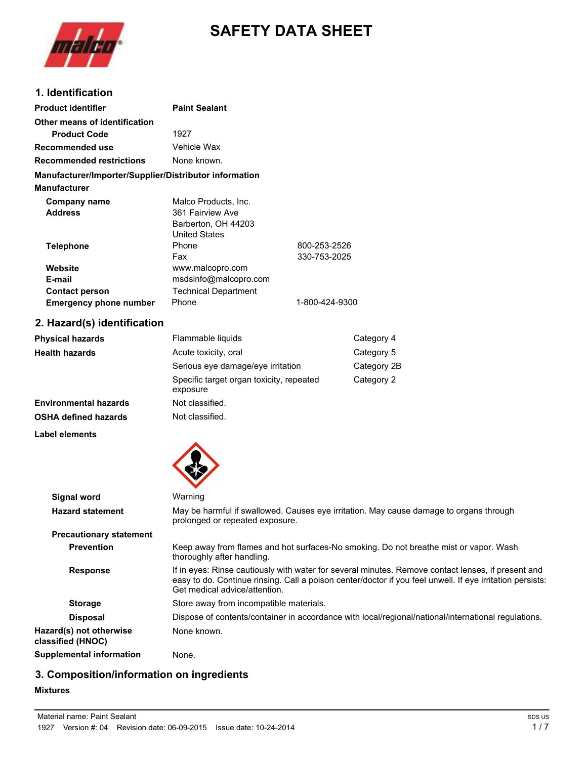# SAFETY DATA SHEET

## 1. Identification

| | | |
|---|---|---|
| **Product identifier** | **Paint Sealant** | |
| **Other means of identification** | | |
| **Product Code** | 1927 | |
| **Recommended use** | Vehicle Wax | |
| **Recommended restrictions** | None known. | |

**Manufacturer/Importer/Supplier/Distributor information**

**Manufacturer**

| | | |
|---|---|---|
| **Company name** | Malco Products, Inc. | |
| **Address** | 361 Fairview Ave<br>Barberton, OH 44203<br>United States | |
| **Telephone** | Phone | 800-253-2526 |
| | Fax | 330-753-2025 |
| **Website** | www.malcopro.com | |
| **E-mail** | msdsinfo@malcopro.com | |
| **Contact person** | Technical Department | |
| **Emergency phone number** | Phone | 1-800-424-9300 |

## 2. Hazard(s) identification

| | | |
|---|---|---|
| **Physical hazards** | Flammable liquids | Category 4 |
| **Health hazards** | Acute toxicity, oral | Category 5 |
| | Serious eye damage/eye irritation | Category 2B |
| | Specific target organ toxicity, repeated exposure | Category 2 |
| **Environmental hazards** | Not classified. | |
| **OSHA defined hazards** | Not classified. | |

**Label elements**

**Signal word**: Warning

**Hazard statement**: May be harmful if swallowed. Causes eye irritation. May cause damage to organs through prolonged or repeated exposure.

**Precautionary statement**

**Prevention**: Keep away from flames and hot surfaces-No smoking. Do not breathe mist or vapor. Wash thoroughly after handling.

**Response**: If in eyes: Rinse cautiously with water for several minutes. Remove contact lenses, if present and easy to do. Continue rinsing. Call a poison center/doctor if you feel unwell. If eye irritation persists: Get medical advice/attention.

**Storage**: Store away from incompatible materials.

**Disposal**: Dispose of contents/container in accordance with local/regional/national/international regulations.

**Hazard(s) not otherwise classified (HNOC)**: None known.

**Supplemental information**: None.

## 3. Composition/information on ingredients

**Mixtures**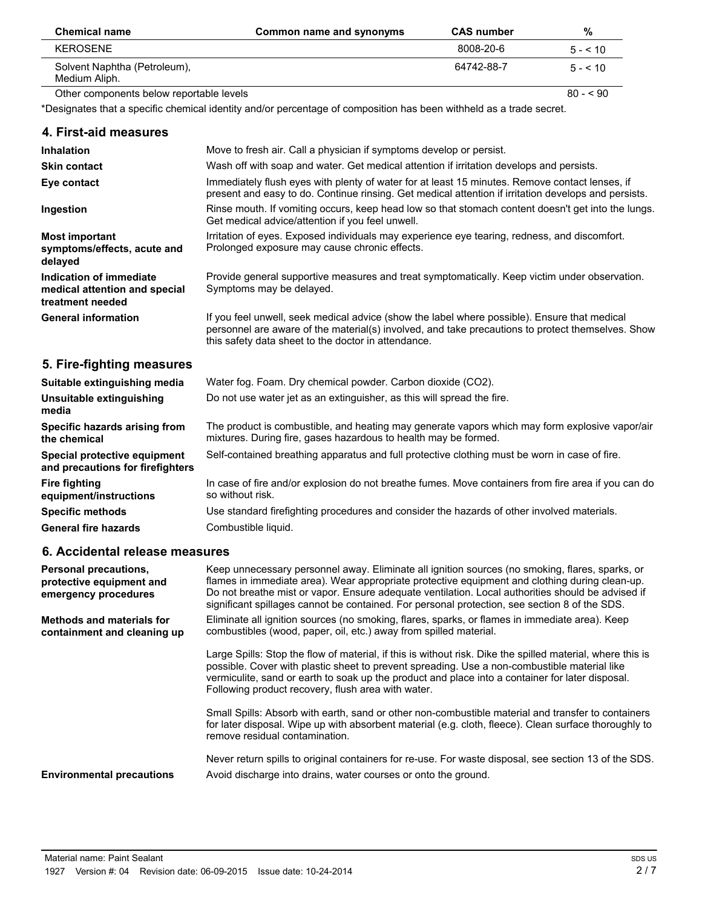| Chemical name | Common name and synonyms | CAS number | % |
|---|---|---|---|
| KEROSENE | | 8008-20-6 | 5 - < 10 |
| Solvent Naphtha (Petroleum), Medium Aliph. | | 64742-88-7 | 5 - < 10 |
| Other components below reportable levels | | | 80 - < 90 |

*Designates that a specific chemical identity and/or percentage of composition has been withheld as a trade secret.

## 4. First-aid measures

**Inhalation**
Move to fresh air. Call a physician if symptoms develop or persist.

**Skin contact**
Wash off with soap and water. Get medical attention if irritation develops and persists.

**Eye contact**
Immediately flush eyes with plenty of water for at least 15 minutes. Remove contact lenses, if present and easy to do. Continue rinsing. Get medical attention if irritation develops and persists.

**Ingestion**
Rinse mouth. If vomiting occurs, keep head low so that stomach content doesn't get into the lungs. Get medical advice/attention if you feel unwell.

**Most important symptoms/effects, acute and delayed**
Irritation of eyes. Exposed individuals may experience eye tearing, redness, and discomfort. Prolonged exposure may cause chronic effects.

**Indication of immediate medical attention and special treatment needed**
Provide general supportive measures and treat symptomatically. Keep victim under observation. Symptoms may be delayed.

**General information**
If you feel unwell, seek medical advice (show the label where possible). Ensure that medical personnel are aware of the material(s) involved, and take precautions to protect themselves. Show this safety data sheet to the doctor in attendance.

## 5. Fire-fighting measures

**Suitable extinguishing media**
Water fog. Foam. Dry chemical powder. Carbon dioxide ($CO_2$).

**Unsuitable extinguishing media**
Do not use water jet as an extinguisher, as this will spread the fire.

**Specific hazards arising from the chemical**
The product is combustible, and heating may generate vapors which may form explosive vapor/air mixtures. During fire, gases hazardous to health may be formed.

**Special protective equipment and precautions for firefighters**
Self-contained breathing apparatus and full protective clothing must be worn in case of fire.

**Fire fighting equipment/instructions**
In case of fire and/or explosion do not breathe fumes. Move containers from fire area if you can do so without risk.

**Specific methods**
Use standard firefighting procedures and consider the hazards of other involved materials.

**General fire hazards**
Combustible liquid.

## 6. Accidental release measures

**Personal precautions, protective equipment and emergency procedures**
Keep unnecessary personnel away. Eliminate all ignition sources (no smoking, flares, sparks, or flames in immediate area). Wear appropriate protective equipment and clothing during clean-up. Do not breathe mist or vapor. Ensure adequate ventilation. Local authorities should be advised if significant spillages cannot be contained. For personal protection, see section 8 of the SDS.

**Methods and materials for containment and cleaning up**
Eliminate all ignition sources (no smoking, flares, sparks, or flames in immediate area). Keep combustibles (wood, paper, oil, etc.) away from spilled material.

Large Spills: Stop the flow of material, if this is without risk. Dike the spilled material, where this is possible. Cover with plastic sheet to prevent spreading. Use a non-combustible material like vermiculite, sand or earth to soak up the product and place into a container for later disposal. Following product recovery, flush area with water.

Small Spills: Absorb with earth, sand or other non-combustible material and transfer to containers for later disposal. Wipe up with absorbent material (e.g. cloth, fleece). Clean surface thoroughly to remove residual contamination.

Never return spills to original containers for re-use. For waste disposal, see section 13 of the SDS.

**Environmental precautions**
Avoid discharge into drains, water courses or onto the ground.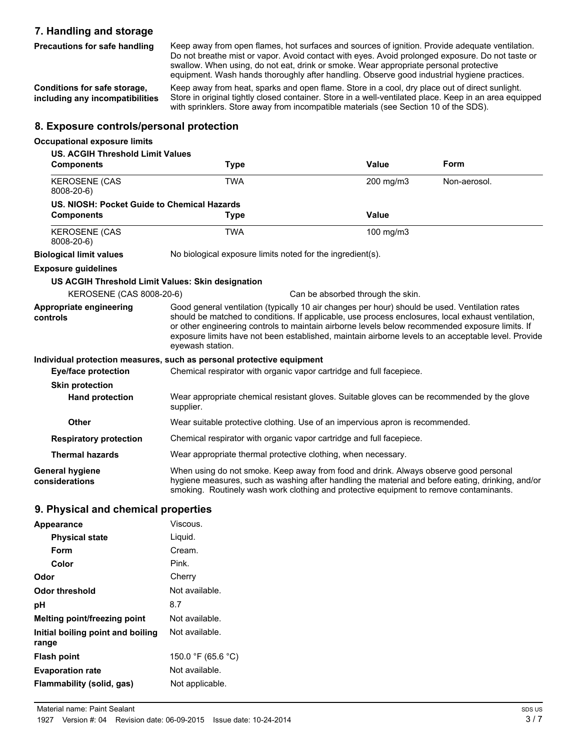## 7. Handling and storage

**Precautions for safe handling**
Keep away from open flames, hot surfaces and sources of ignition. Provide adequate ventilation. Do not breathe mist or vapor. Avoid contact with eyes. Avoid prolonged exposure. Do not taste or swallow. When using, do not eat, drink or smoke. Wear appropriate personal protective equipment. Wash hands thoroughly after handling. Observe good industrial hygiene practices.

**Conditions for safe storage, including any incompatibilities**
Keep away from heat, sparks and open flame. Store in a cool, dry place out of direct sunlight. Store in original tightly closed container. Store in a well-ventilated place. Keep in an area equipped with sprinklers. Store away from incompatible materials (see Section 10 of the SDS).

## 8. Exposure controls/personal protection

**Occupational exposure limits**

**US. ACGIH Threshold Limit Values**

| Components | Type | Value | Form |
|---|---|---|---|
| KEROSENE (CAS 8008-20-6) | TWA | 200 mg/m3 | Non-aerosol. |

**US. NIOSH: Pocket Guide to Chemical Hazards**

| Components | Type | Value |
|---|---|---|
| KEROSENE (CAS 8008-20-6) | TWA | 100 mg/m3 |

**Biological limit values**
No biological exposure limits noted for the ingredient(s).

**Exposure guidelines**

**US ACGIH Threshold Limit Values: Skin designation**

KEROSENE (CAS 8008-20-6) — Can be absorbed through the skin.

**Appropriate engineering controls**
Good general ventilation (typically 10 air changes per hour) should be used. Ventilation rates should be matched to conditions. If applicable, use process enclosures, local exhaust ventilation, or other engineering controls to maintain airborne levels below recommended exposure limits. If exposure limits have not been established, maintain airborne levels to an acceptable level. Provide eyewash station.

**Individual protection measures, such as personal protective equipment**

**Eye/face protection**
Chemical respirator with organic vapor cartridge and full facepiece.

**Skin protection**

**Hand protection**
Wear appropriate chemical resistant gloves. Suitable gloves can be recommended by the glove supplier.

**Other**
Wear suitable protective clothing. Use of an impervious apron is recommended.

**Respiratory protection**
Chemical respirator with organic vapor cartridge and full facepiece.

**Thermal hazards**
Wear appropriate thermal protective clothing, when necessary.

**General hygiene considerations**
When using do not smoke. Keep away from food and drink. Always observe good personal hygiene measures, such as washing after handling the material and before eating, drinking, and/or smoking. Routinely wash work clothing and protective equipment to remove contaminants.

## 9. Physical and chemical properties

| Property | Value |
|---|---|
| **Appearance** | Viscous. |
| **Physical state** | Liquid. |
| **Form** | Cream. |
| **Color** | Pink. |
| **Odor** | Cherry |
| **Odor threshold** | Not available. |
| **pH** | 8.7 |
| **Melting point/freezing point** | Not available. |
| **Initial boiling point and boiling range** | Not available. |
| **Flash point** | 150.0 °F (65.6 °C) |
| **Evaporation rate** | Not available. |
| **Flammability (solid, gas)** | Not applicable. |

Material name: Paint Sealant
1927 Version #: 04 Revision date: 06-09-2015 Issue date: 10-24-2014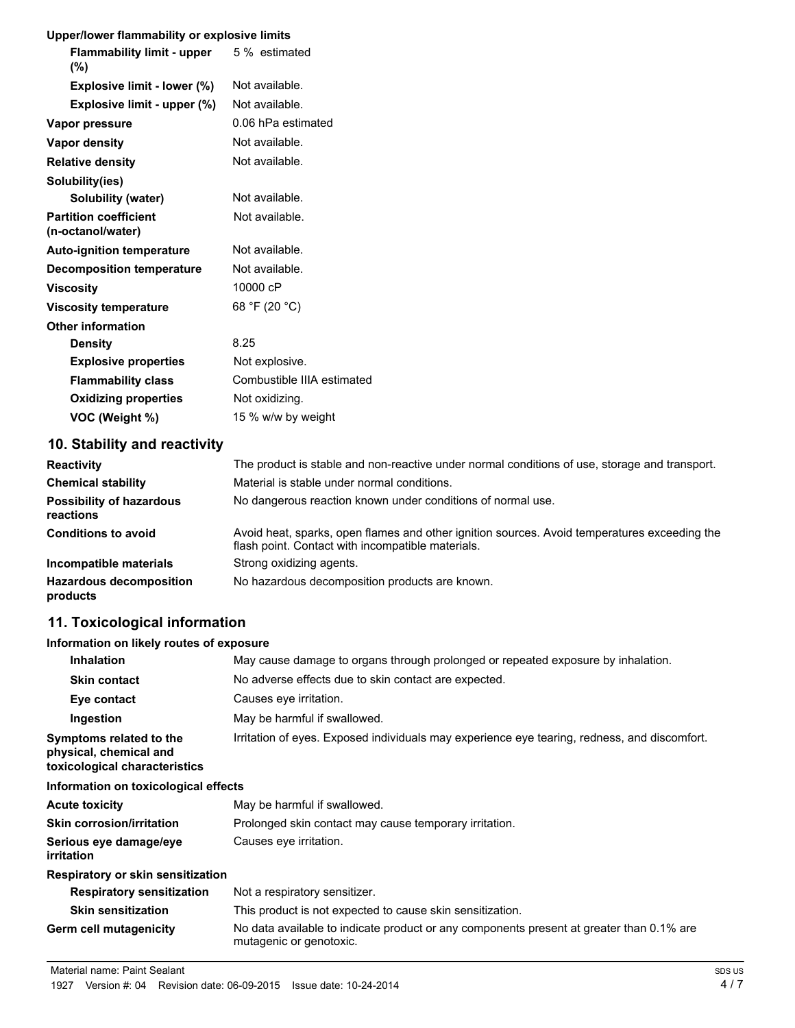**Upper/lower flammability or explosive limits**

| | |
|---|---|
| **Flammability limit - upper (%)** | 5 % estimated |
| **Explosive limit - lower (%)** | Not available. |
| **Explosive limit - upper (%)** | Not available. |
| **Vapor pressure** | 0.06 hPa estimated |
| **Vapor density** | Not available. |
| **Relative density** | Not available. |
| **Solubility(ies)** | |
| **Solubility (water)** | Not available. |
| **Partition coefficient (n-octanol/water)** | Not available. |
| **Auto-ignition temperature** | Not available. |
| **Decomposition temperature** | Not available. |
| **Viscosity** | 10000 cP |
| **Viscosity temperature** | 68 °F (20 °C) |
| **Other information** | |
| **Density** | 8.25 |
| **Explosive properties** | Not explosive. |
| **Flammability class** | Combustible IIIA estimated |
| **Oxidizing properties** | Not oxidizing. |
| **VOC (Weight %)** | 15 % w/w by weight |

## 10. Stability and reactivity

| | |
|---|---|
| **Reactivity** | The product is stable and non-reactive under normal conditions of use, storage and transport. |
| **Chemical stability** | Material is stable under normal conditions. |
| **Possibility of hazardous reactions** | No dangerous reaction known under conditions of normal use. |
| **Conditions to avoid** | Avoid heat, sparks, open flames and other ignition sources. Avoid temperatures exceeding the flash point. Contact with incompatible materials. |
| **Incompatible materials** | Strong oxidizing agents. |
| **Hazardous decomposition products** | No hazardous decomposition products are known. |

## 11. Toxicological information

**Information on likely routes of exposure**

| | |
|---|---|
| **Inhalation** | May cause damage to organs through prolonged or repeated exposure by inhalation. |
| **Skin contact** | No adverse effects due to skin contact are expected. |
| **Eye contact** | Causes eye irritation. |
| **Ingestion** | May be harmful if swallowed. |
| **Symptoms related to the physical, chemical and toxicological characteristics** | Irritation of eyes. Exposed individuals may experience eye tearing, redness, and discomfort. |

**Information on toxicological effects**

| | |
|---|---|
| **Acute toxicity** | May be harmful if swallowed. |
| **Skin corrosion/irritation** | Prolonged skin contact may cause temporary irritation. |
| **Serious eye damage/eye irritation** | Causes eye irritation. |
| **Respiratory or skin sensitization** | |
| **Respiratory sensitization** | Not a respiratory sensitizer. |
| **Skin sensitization** | This product is not expected to cause skin sensitization. |
| **Germ cell mutagenicity** | No data available to indicate product or any components present at greater than 0.1% are mutagenic or genotoxic. |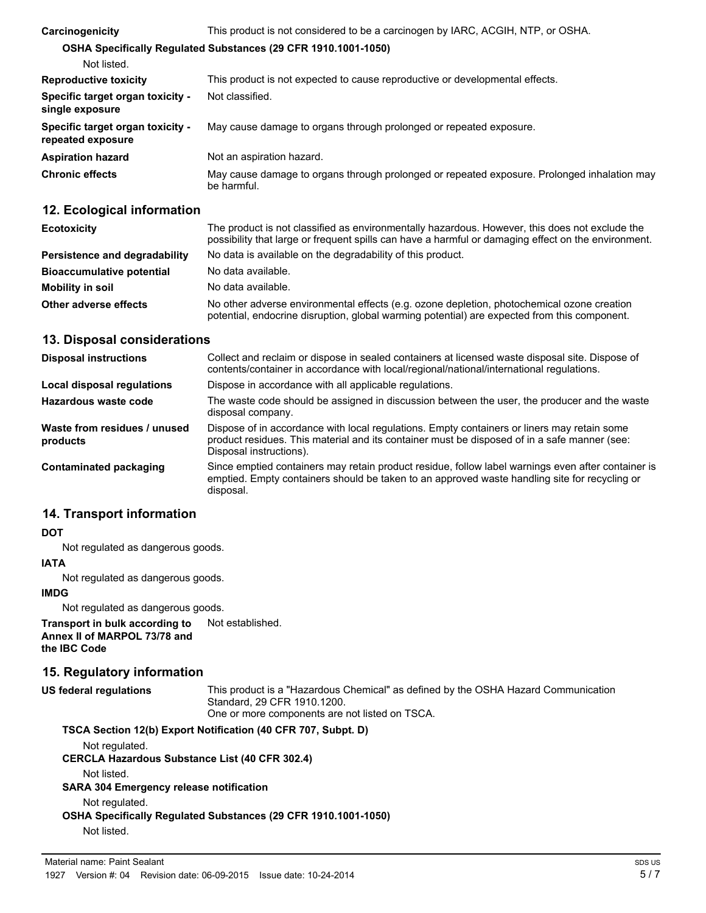| | |
|---|---|
| **Carcinogenicity** | This product is not considered to be a carcinogen by IARC, ACGIH, NTP, or OSHA. |

**OSHA Specifically Regulated Substances (29 CFR 1910.1001-1050)**

Not listed.

| | |
|---|---|
| **Reproductive toxicity** | This product is not expected to cause reproductive or developmental effects. |
| **Specific target organ toxicity - single exposure** | Not classified. |
| **Specific target organ toxicity - repeated exposure** | May cause damage to organs through prolonged or repeated exposure. |
| **Aspiration hazard** | Not an aspiration hazard. |
| **Chronic effects** | May cause damage to organs through prolonged or repeated exposure. Prolonged inhalation may be harmful. |

## 12. Ecological information

| | |
|---|---|
| **Ecotoxicity** | The product is not classified as environmentally hazardous. However, this does not exclude the possibility that large or frequent spills can have a harmful or damaging effect on the environment. |
| **Persistence and degradability** | No data is available on the degradability of this product. |
| **Bioaccumulative potential** | No data available. |
| **Mobility in soil** | No data available. |
| **Other adverse effects** | No other adverse environmental effects (e.g. ozone depletion, photochemical ozone creation potential, endocrine disruption, global warming potential) are expected from this component. |

## 13. Disposal considerations

| | |
|---|---|
| **Disposal instructions** | Collect and reclaim or dispose in sealed containers at licensed waste disposal site. Dispose of contents/container in accordance with local/regional/national/international regulations. |
| **Local disposal regulations** | Dispose in accordance with all applicable regulations. |
| **Hazardous waste code** | The waste code should be assigned in discussion between the user, the producer and the waste disposal company. |
| **Waste from residues / unused products** | Dispose of in accordance with local regulations. Empty containers or liners may retain some product residues. This material and its container must be disposed of in a safe manner (see: Disposal instructions). |
| **Contaminated packaging** | Since emptied containers may retain product residue, follow label warnings even after container is emptied. Empty containers should be taken to an approved waste handling site for recycling or disposal. |

## 14. Transport information

**DOT**

Not regulated as dangerous goods.

**IATA**

Not regulated as dangerous goods.

**IMDG**

Not regulated as dangerous goods.

| | |
|---|---|
| **Transport in bulk according to Annex II of MARPOL 73/78 and the IBC Code** | Not established. |

## 15. Regulatory information

| | |
|---|---|
| **US federal regulations** | This product is a "Hazardous Chemical" as defined by the OSHA Hazard Communication Standard, 29 CFR 1910.1200. One or more components are not listed on TSCA. |

**TSCA Section 12(b) Export Notification (40 CFR 707, Subpt. D)**

Not regulated.

**CERCLA Hazardous Substance List (40 CFR 302.4)**

Not listed.

**SARA 304 Emergency release notification**

Not regulated.

**OSHA Specifically Regulated Substances (29 CFR 1910.1001-1050)**

Not listed.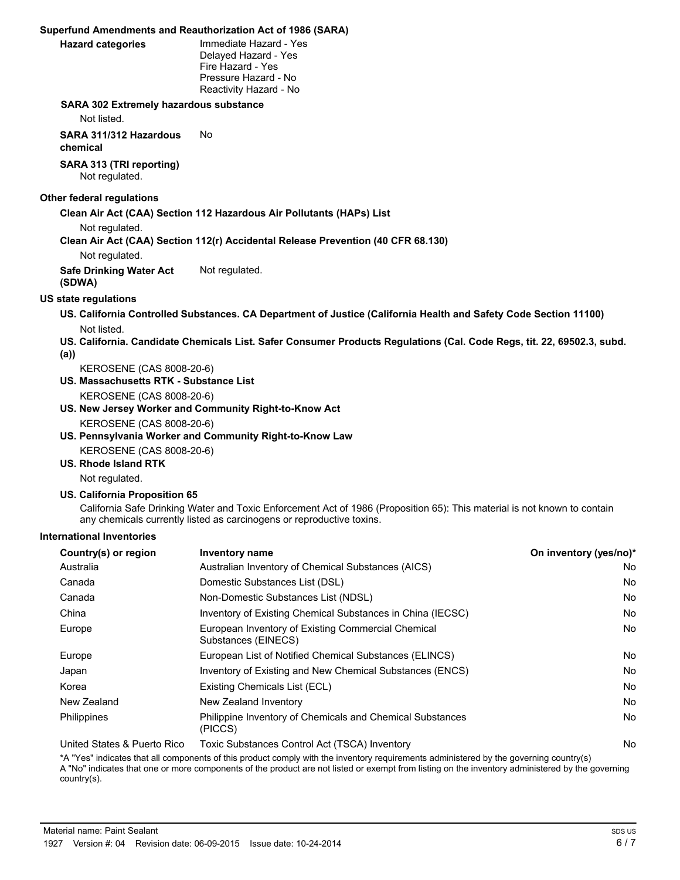**Superfund Amendments and Reauthorization Act of 1986 (SARA)**

**Hazard categories**
Immediate Hazard - Yes
Delayed Hazard - Yes
Fire Hazard - Yes
Pressure Hazard - No
Reactivity Hazard - No

**SARA 302 Extremely hazardous substance**

Not listed.

**SARA 311/312 Hazardous chemical** No

**SARA 313 (TRI reporting)**

Not regulated.

**Other federal regulations**

**Clean Air Act (CAA) Section 112 Hazardous Air Pollutants (HAPs) List**

Not regulated.

**Clean Air Act (CAA) Section 112(r) Accidental Release Prevention (40 CFR 68.130)**

Not regulated.

**Safe Drinking Water Act (SDWA)** Not regulated.

**US state regulations**

**US. California Controlled Substances. CA Department of Justice (California Health and Safety Code Section 11100)**

Not listed.

**US. California. Candidate Chemicals List. Safer Consumer Products Regulations (Cal. Code Regs, tit. 22, 69502.3, subd. (a))**

KEROSENE (CAS 8008-20-6)

**US. Massachusetts RTK - Substance List**

KEROSENE (CAS 8008-20-6)

**US. New Jersey Worker and Community Right-to-Know Act**

KEROSENE (CAS 8008-20-6)

**US. Pennsylvania Worker and Community Right-to-Know Law**

KEROSENE (CAS 8008-20-6)

**US. Rhode Island RTK**

Not regulated.

**US. California Proposition 65**

California Safe Drinking Water and Toxic Enforcement Act of 1986 (Proposition 65): This material is not known to contain any chemicals currently listed as carcinogens or reproductive toxins.

**International Inventories**

| Country(s) or region | Inventory name | On inventory (yes/no)* |
|---|---|---|
| Australia | Australian Inventory of Chemical Substances (AICS) | No |
| Canada | Domestic Substances List (DSL) | No |
| Canada | Non-Domestic Substances List (NDSL) | No |
| China | Inventory of Existing Chemical Substances in China (IECSC) | No |
| Europe | European Inventory of Existing Commercial Chemical Substances (EINECS) | No |
| Europe | European List of Notified Chemical Substances (ELINCS) | No |
| Japan | Inventory of Existing and New Chemical Substances (ENCS) | No |
| Korea | Existing Chemicals List (ECL) | No |
| New Zealand | New Zealand Inventory | No |
| Philippines | Philippine Inventory of Chemicals and Chemical Substances (PICCS) | No |
| United States & Puerto Rico | Toxic Substances Control Act (TSCA) Inventory | No |

*A "Yes" indicates that all components of this product comply with the inventory requirements administered by the governing country(s)
A "No" indicates that one or more components of the product are not listed or exempt from listing on the inventory administered by the governing country(s).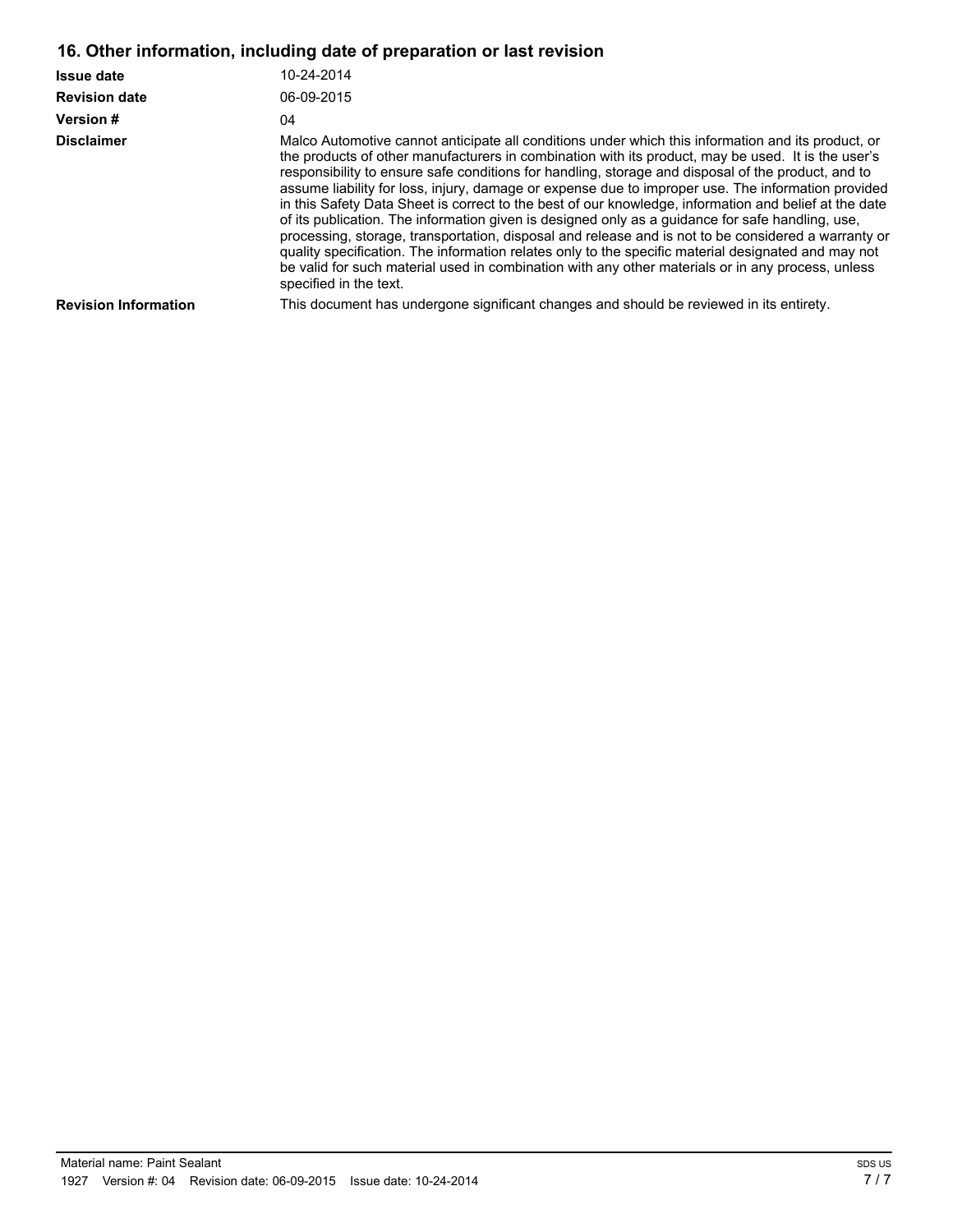## 16. Other information, including date of preparation or last revision

| | |
|---|---|
| **Issue date** | 10-24-2014 |
| **Revision date** | 06-09-2015 |
| **Version #** | 04 |
| **Disclaimer** | Malco Automotive cannot anticipate all conditions under which this information and its product, or the products of other manufacturers in combination with its product, may be used. It is the user's responsibility to ensure safe conditions for handling, storage and disposal of the product, and to assume liability for loss, injury, damage or expense due to improper use. The information provided in this Safety Data Sheet is correct to the best of our knowledge, information and belief at the date of its publication. The information given is designed only as a guidance for safe handling, use, processing, storage, transportation, disposal and release and is not to be considered a warranty or quality specification. The information relates only to the specific material designated and may not be valid for such material used in combination with any other materials or in any process, unless specified in the text. |
| **Revision Information** | This document has undergone significant changes and should be reviewed in its entirety. |